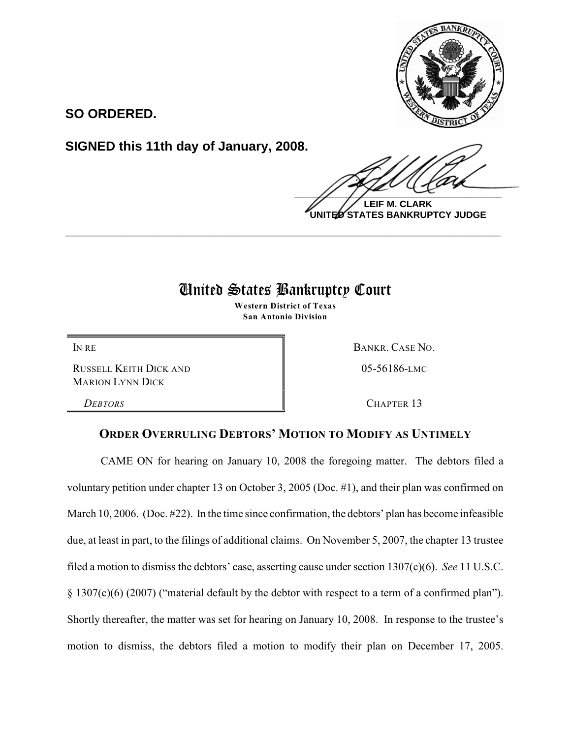**SO ORDERED.**

**SIGNED this 11th day of January, 2008.**

**LEIF M. CLARK**
**UNITED STATES BANKRUPTCY JUDGE**

---

# United States Bankruptcy Court

**Western District of Texas**
**San Antonio Division**

| | |
|---|---|
| IN RE | BANKR. CASE NO. |
| RUSSELL KEITH DICK AND MARION LYNN DICK | 05-56186-LMC |
| *DEBTORS* | CHAPTER 13 |

## ORDER OVERRULING DEBTORS' MOTION TO MODIFY AS UNTIMELY

CAME ON for hearing on January 10, 2008 the foregoing matter. The debtors filed a voluntary petition under chapter 13 on October 3, 2005 (Doc. #1), and their plan was confirmed on March 10, 2006. (Doc. #22). In the time since confirmation, the debtors' plan has become infeasible due, at least in part, to the filings of additional claims. On November 5, 2007, the chapter 13 trustee filed a motion to dismiss the debtors' case, asserting cause under section 1307(c)(6). *See* 11 U.S.C. § 1307(c)(6) (2007) ("material default by the debtor with respect to a term of a confirmed plan"). Shortly thereafter, the matter was set for hearing on January 10, 2008. In response to the trustee's motion to dismiss, the debtors filed a motion to modify their plan on December 17, 2005.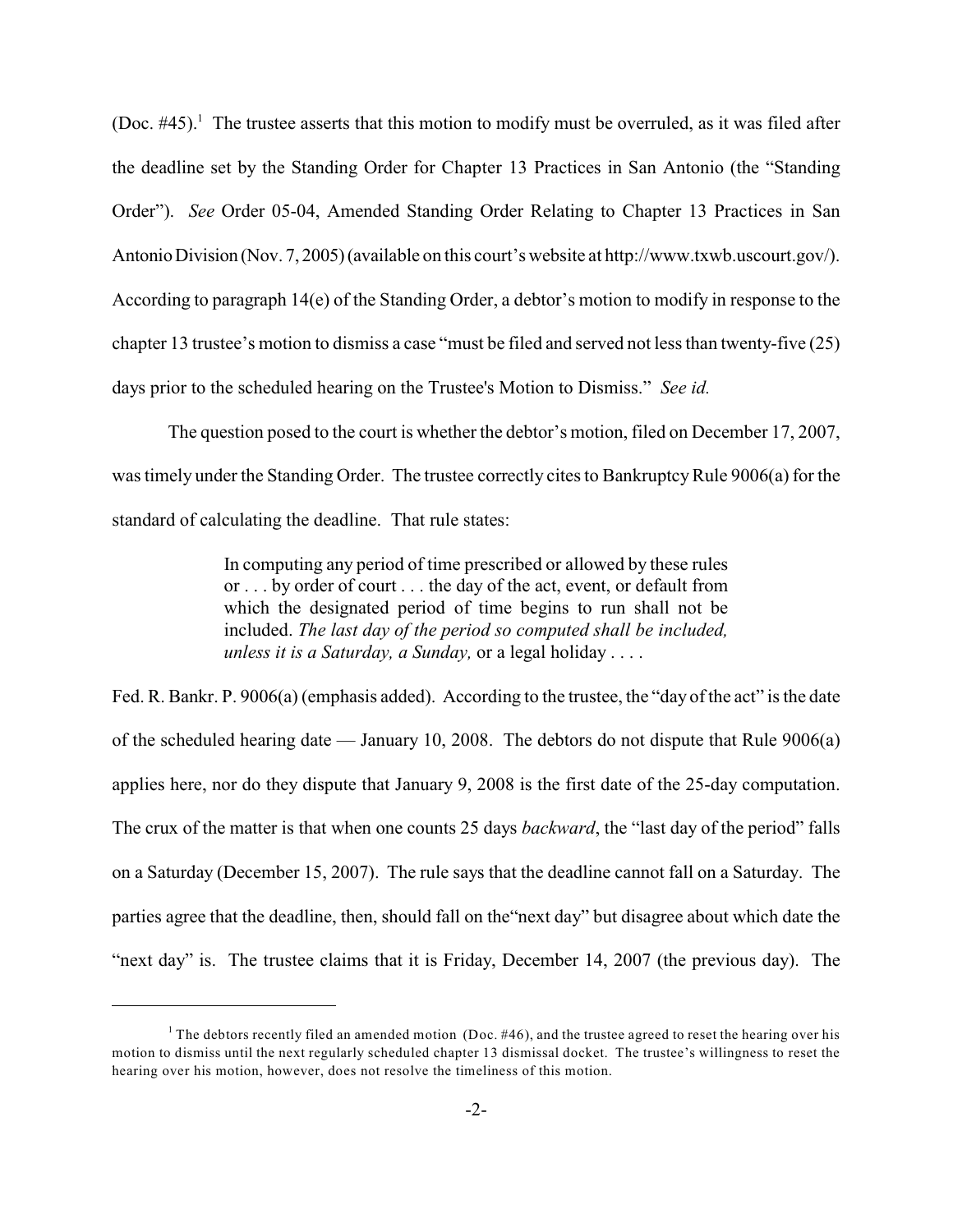(Doc. #45).[1] The trustee asserts that this motion to modify must be overruled, as it was filed after the deadline set by the Standing Order for Chapter 13 Practices in San Antonio (the "Standing Order"). *See* Order 05-04, Amended Standing Order Relating to Chapter 13 Practices in San Antonio Division (Nov. 7, 2005) (available on this court's website at http://www.txwb.uscourt.gov/). According to paragraph 14(e) of the Standing Order, a debtor's motion to modify in response to the chapter 13 trustee's motion to dismiss a case "must be filed and served not less than twenty-five (25) days prior to the scheduled hearing on the Trustee's Motion to Dismiss." *See id.*

The question posed to the court is whether the debtor's motion, filed on December 17, 2007, was timely under the Standing Order. The trustee correctly cites to Bankruptcy Rule 9006(a) for the standard of calculating the deadline. That rule states:

> In computing any period of time prescribed or allowed by these rules or . . . by order of court . . . the day of the act, event, or default from which the designated period of time begins to run shall not be included. *The last day of the period so computed shall be included, unless it is a Saturday, a Sunday,* or a legal holiday . . . .

Fed. R. Bankr. P. 9006(a) (emphasis added). According to the trustee, the "day of the act" is the date of the scheduled hearing date — January 10, 2008. The debtors do not dispute that Rule 9006(a) applies here, nor do they dispute that January 9, 2008 is the first date of the 25-day computation. The crux of the matter is that when one counts 25 days *backward*, the "last day of the period" falls on a Saturday (December 15, 2007). The rule says that the deadline cannot fall on a Saturday. The parties agree that the deadline, then, should fall on the"next day" but disagree about which date the "next day" is. The trustee claims that it is Friday, December 14, 2007 (the previous day). The

[1] The debtors recently filed an amended motion (Doc. #46), and the trustee agreed to reset the hearing over his motion to dismiss until the next regularly scheduled chapter 13 dismissal docket. The trustee's willingness to reset the hearing over his motion, however, does not resolve the timeliness of this motion.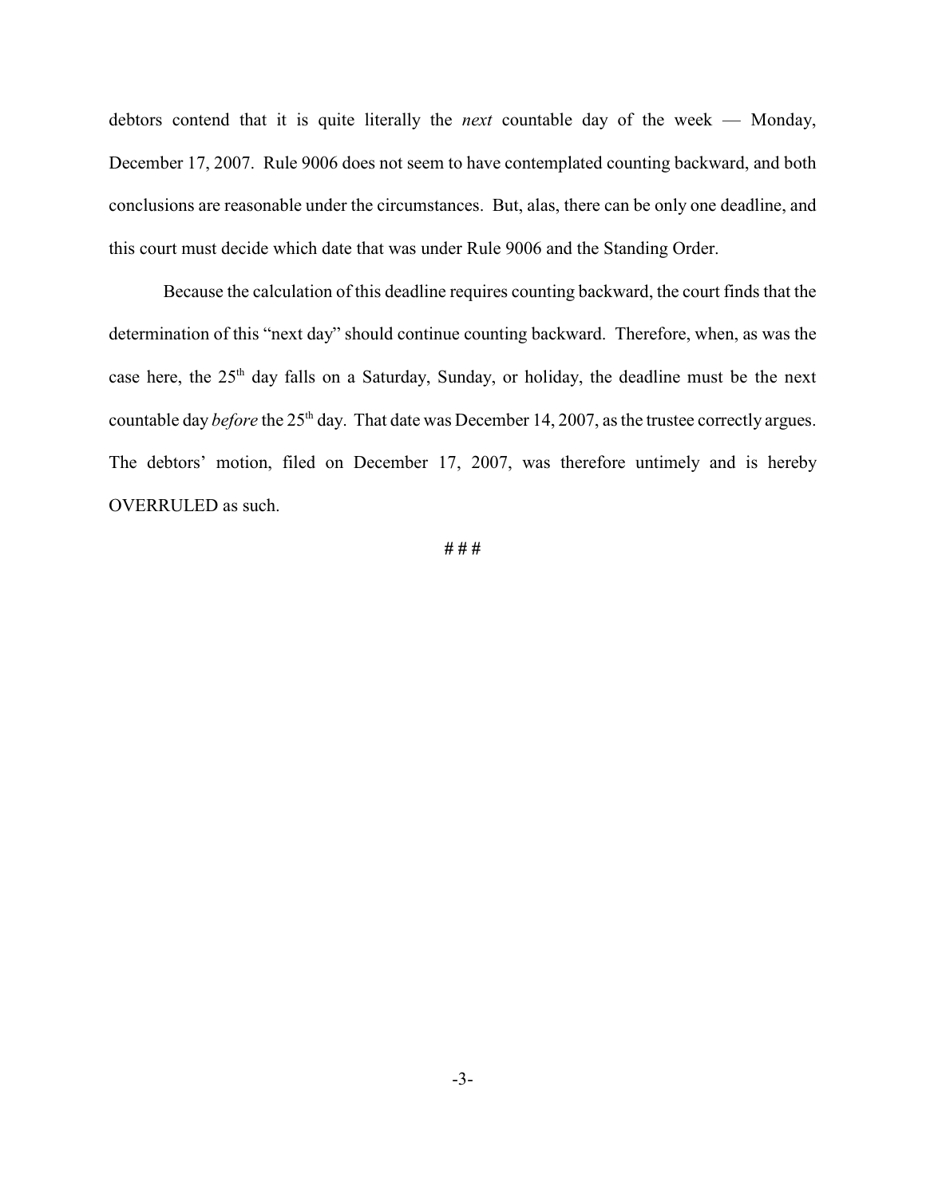debtors contend that it is quite literally the *next* countable day of the week — Monday, December 17, 2007. Rule 9006 does not seem to have contemplated counting backward, and both conclusions are reasonable under the circumstances. But, alas, there can be only one deadline, and this court must decide which date that was under Rule 9006 and the Standing Order.

Because the calculation of this deadline requires counting backward, the court finds that the determination of this "next day" should continue counting backward. Therefore, when, as was the case here, the 25th day falls on a Saturday, Sunday, or holiday, the deadline must be the next countable day *before* the 25th day. That date was December 14, 2007, as the trustee correctly argues. The debtors' motion, filed on December 17, 2007, was therefore untimely and is hereby OVERRULED as such.

# # #